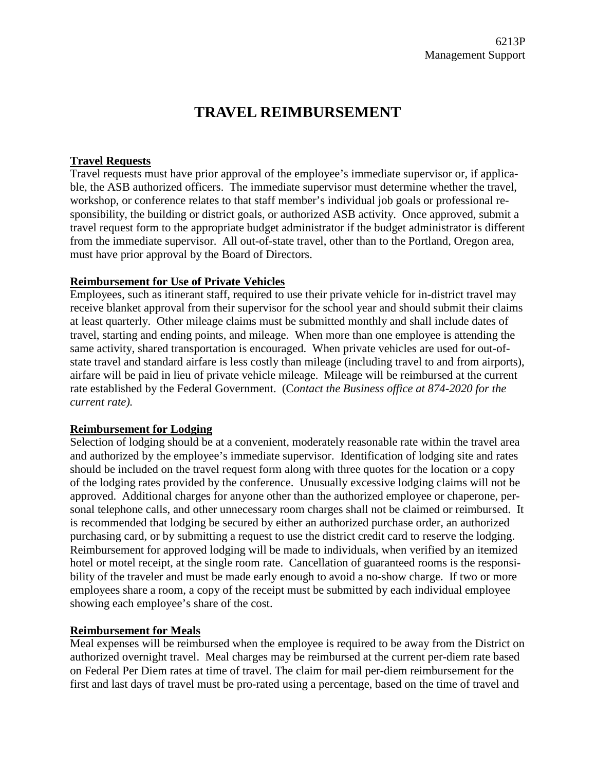# TRAVEL REIMBURSEMENT

**Travel Requests**

Travel requests must have prior approval of the employee's immediate supervisor or, if applicable, the ASB authorized officers. The immediate supervisor must determine whether the travel, workshop, or conference relates to that staff member's individual job goals or professional responsibility, the building or district goals, or authorized ASB activity. Once approved, submit a travel request form to the appropriate budget administrator if the budget administrator is different from the immediate supervisor. All out-of-state travel, other than to the Portland, Oregon area, must have prior approval by the Board of Directors.

**Reimbursement for Use of Private Vehicles**

Employees, such as itinerant staff, required to use their private vehicle for in-district travel may receive blanket approval from their supervisor for the school year and should submit their claims at least quarterly. Other mileage claims must be submitted monthly and shall include dates of travel, starting and ending points, and mileage. When more than one employee is attending the same activity, shared transportation is encouraged. When private vehicles are used for out-of-state travel and standard airfare is less costly than mileage (including travel to and from airports), airfare will be paid in lieu of private vehicle mileage. Mileage will be reimbursed at the current rate established by the Federal Government. (C*ontact the Business office at 874-2020 for the current rate).*

**Reimbursement for Lodging**

Selection of lodging should be at a convenient, moderately reasonable rate within the travel area and authorized by the employee's immediate supervisor. Identification of lodging site and rates should be included on the travel request form along with three quotes for the location or a copy of the lodging rates provided by the conference. Unusually excessive lodging claims will not be approved. Additional charges for anyone other than the authorized employee or chaperone, personal telephone calls, and other unnecessary room charges shall not be claimed or reimbursed. It is recommended that lodging be secured by either an authorized purchase order, an authorized purchasing card, or by submitting a request to use the district credit card to reserve the lodging. Reimbursement for approved lodging will be made to individuals, when verified by an itemized hotel or motel receipt, at the single room rate. Cancellation of guaranteed rooms is the responsibility of the traveler and must be made early enough to avoid a no-show charge. If two or more employees share a room, a copy of the receipt must be submitted by each individual employee showing each employee's share of the cost.

**Reimbursement for Meals**

Meal expenses will be reimbursed when the employee is required to be away from the District on authorized overnight travel. Meal charges may be reimbursed at the current per-diem rate based on Federal Per Diem rates at time of travel. The claim for mail per-diem reimbursement for the first and last days of travel must be pro-rated using a percentage, based on the time of travel and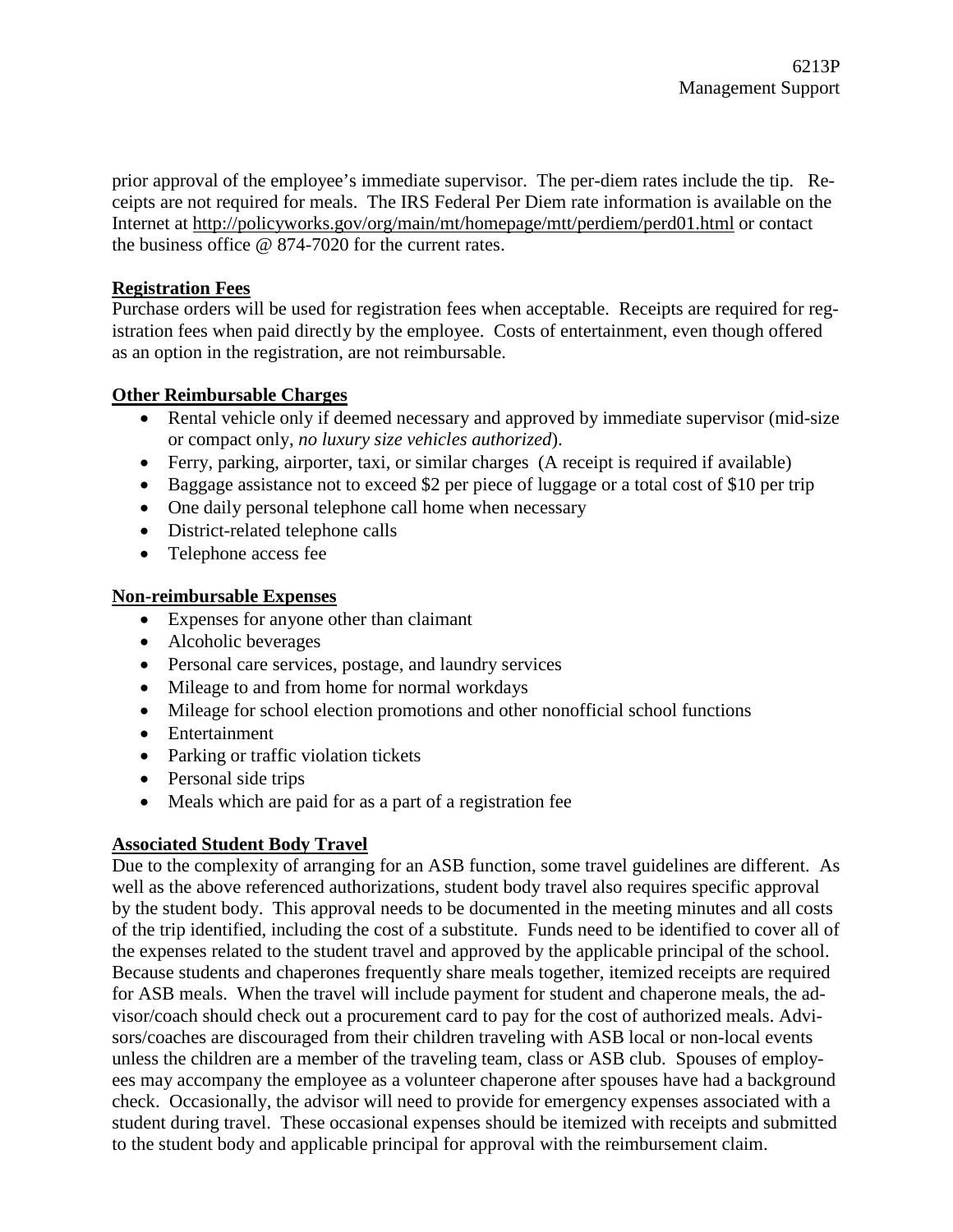prior approval of the employee's immediate supervisor. The per-diem rates include the tip. Receipts are not required for meals. The IRS Federal Per Diem rate information is available on the Internet at http://policyworks.gov/org/main/mt/homepage/mtt/perdiem/perd01.html or contact the business office @ 874-7020 for the current rates.

**Registration Fees**

Purchase orders will be used for registration fees when acceptable. Receipts are required for registration fees when paid directly by the employee. Costs of entertainment, even though offered as an option in the registration, are not reimbursable.

**Other Reimbursable Charges**

- Rental vehicle only if deemed necessary and approved by immediate supervisor (mid-size or compact only, *no luxury size vehicles authorized*).
- Ferry, parking, airporter, taxi, or similar charges (A receipt is required if available)
- Baggage assistance not to exceed $2 per piece of luggage or a total cost of $10 per trip
- One daily personal telephone call home when necessary
- District-related telephone calls
- Telephone access fee

**Non-reimbursable Expenses**

- Expenses for anyone other than claimant
- Alcoholic beverages
- Personal care services, postage, and laundry services
- Mileage to and from home for normal workdays
- Mileage for school election promotions and other nonofficial school functions
- Entertainment
- Parking or traffic violation tickets
- Personal side trips
- Meals which are paid for as a part of a registration fee

**Associated Student Body Travel**

Due to the complexity of arranging for an ASB function, some travel guidelines are different. As well as the above referenced authorizations, student body travel also requires specific approval by the student body. This approval needs to be documented in the meeting minutes and all costs of the trip identified, including the cost of a substitute. Funds need to be identified to cover all of the expenses related to the student travel and approved by the applicable principal of the school. Because students and chaperones frequently share meals together, itemized receipts are required for ASB meals. When the travel will include payment for student and chaperone meals, the advisor/coach should check out a procurement card to pay for the cost of authorized meals. Advisors/coaches are discouraged from their children traveling with ASB local or non-local events unless the children are a member of the traveling team, class or ASB club. Spouses of employees may accompany the employee as a volunteer chaperone after spouses have had a background check. Occasionally, the advisor will need to provide for emergency expenses associated with a student during travel. These occasional expenses should be itemized with receipts and submitted to the student body and applicable principal for approval with the reimbursement claim.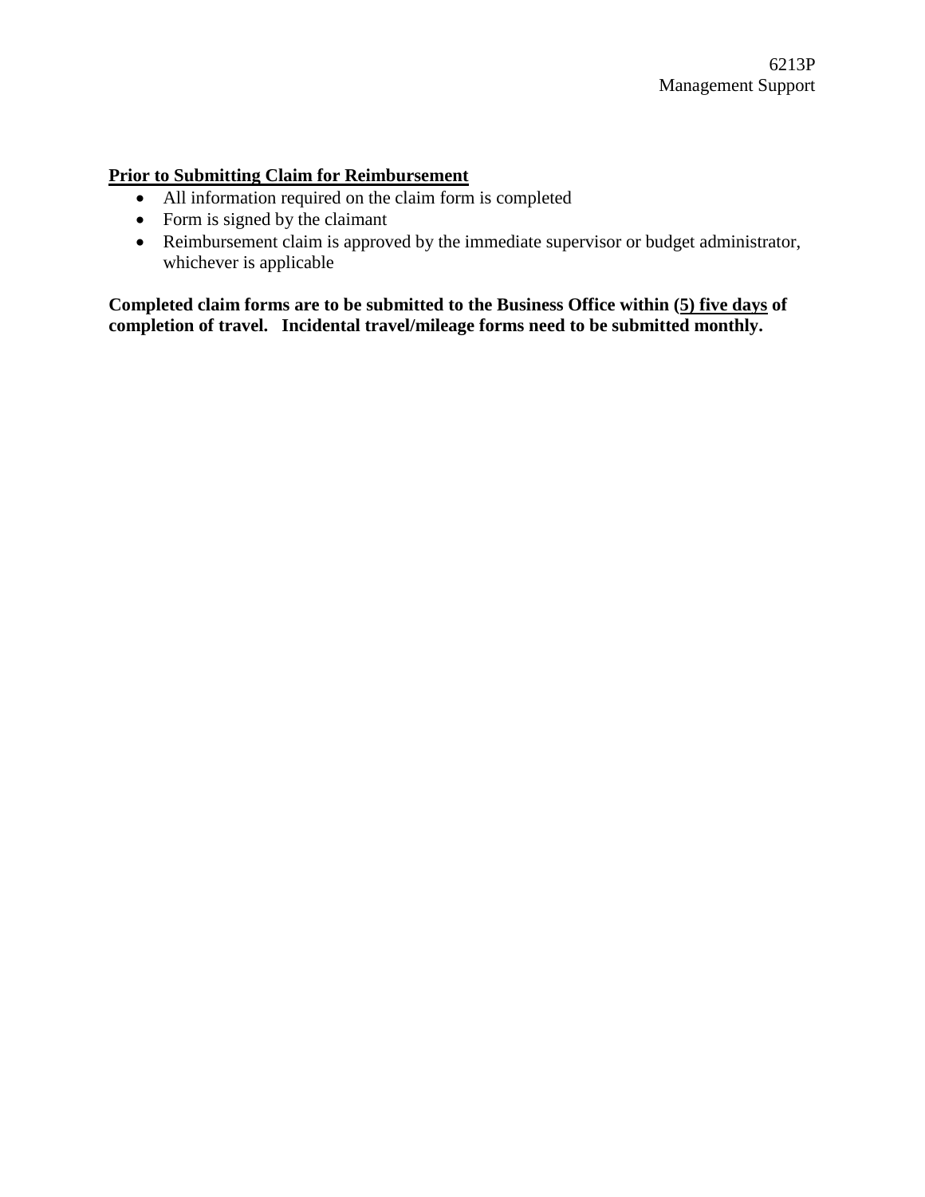**Prior to Submitting Claim for Reimbursement**

- All information required on the claim form is completed
- Form is signed by the claimant
- Reimbursement claim is approved by the immediate supervisor or budget administrator, whichever is applicable

**Completed claim forms are to be submitted to the Business Office within (5) five days of completion of travel. Incidental travel/mileage forms need to be submitted monthly.**